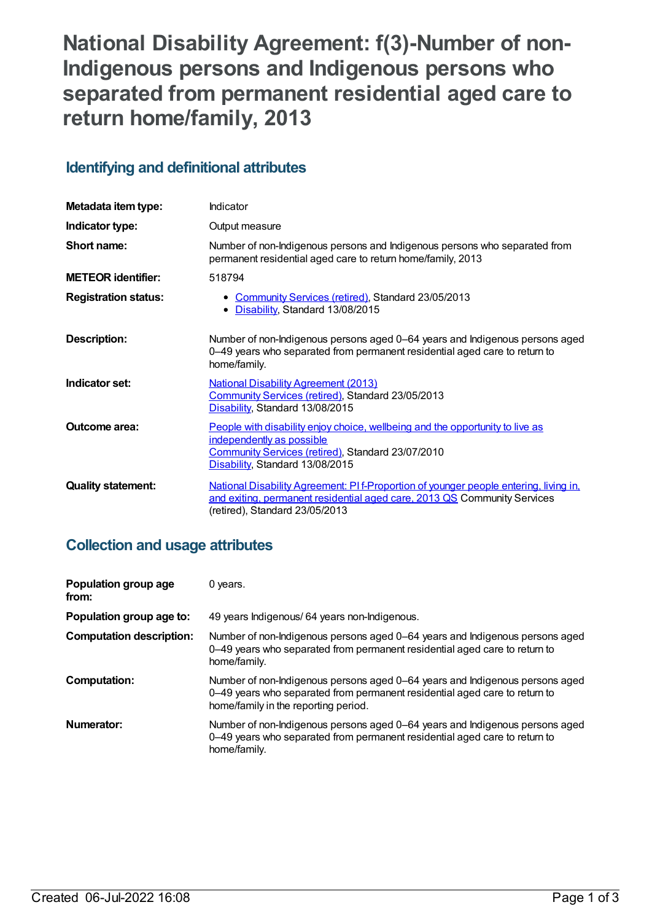# National Disability Agreement: f(3)-Number of non-Indigenous persons and Indigenous persons who separated from permanent residential aged care to return home/family, 2013

## Identifying and definitional attributes

| | |
|---|---|
| **Metadata item type:** | Indicator |
| **Indicator type:** | Output measure |
| **Short name:** | Number of non-Indigenous persons and Indigenous persons who separated from permanent residential aged care to return home/family, 2013 |
| **METEOR identifier:** | 518794 |
| **Registration status:** | • Community Services (retired), Standard 23/05/2013<br>• Disability, Standard 13/08/2015 |
| **Description:** | Number of non-Indigenous persons aged 0–64 years and Indigenous persons aged 0–49 years who separated from permanent residential aged care to return to home/family. |
| **Indicator set:** | National Disability Agreement (2013)<br>Community Services (retired), Standard 23/05/2013<br>Disability, Standard 13/08/2015 |
| **Outcome area:** | People with disability enjoy choice, wellbeing and the opportunity to live as independently as possible<br>Community Services (retired), Standard 23/07/2010<br>Disability, Standard 13/08/2015 |
| **Quality statement:** | National Disability Agreement: PI f-Proportion of younger people entering, living in, and exiting, permanent residential aged care, 2013 QS Community Services (retired), Standard 23/05/2013 |

## Collection and usage attributes

| | |
|---|---|
| **Population group age from:** | 0 years. |
| **Population group age to:** | 49 years Indigenous/ 64 years non-Indigenous. |
| **Computation description:** | Number of non-Indigenous persons aged 0–64 years and Indigenous persons aged 0–49 years who separated from permanent residential aged care to return to home/family. |
| **Computation:** | Number of non-Indigenous persons aged 0–64 years and Indigenous persons aged 0–49 years who separated from permanent residential aged care to return to home/family in the reporting period. |
| **Numerator:** | Number of non-Indigenous persons aged 0–64 years and Indigenous persons aged 0–49 years who separated from permanent residential aged care to return to home/family. |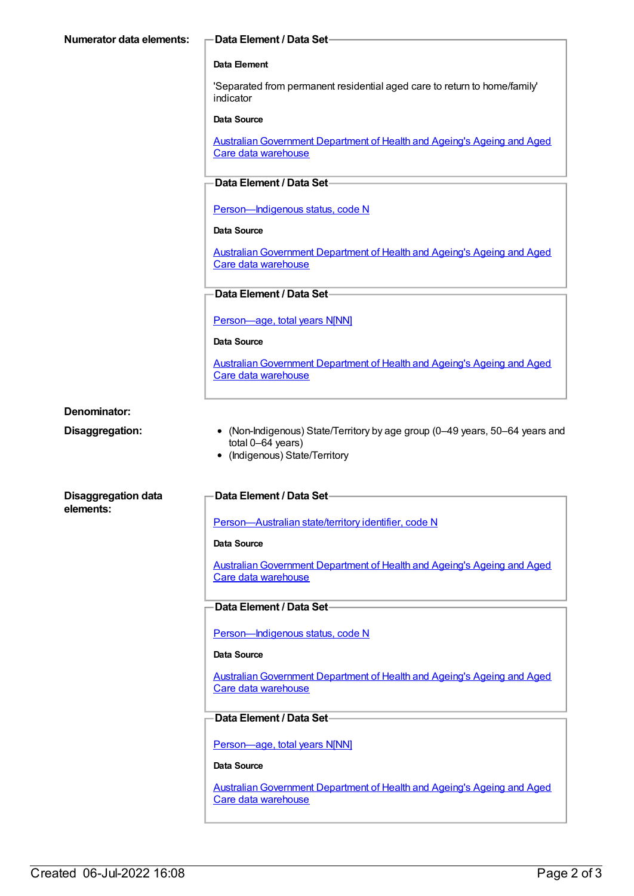**Numerator data elements:**

**Data Element / Data Set**

**Data Element**

'Separated from permanent residential aged care to return to home/family' indicator

**Data Source**

Australian Government Department of Health and Ageing's Ageing and Aged Care data warehouse

**Data Element / Data Set**

Person—Indigenous status, code N

**Data Source**

Australian Government Department of Health and Ageing's Ageing and Aged Care data warehouse

**Data Element / Data Set**

Person—age, total years N[NN]

**Data Source**

Australian Government Department of Health and Ageing's Ageing and Aged Care data warehouse

**Denominator:**

**Disaggregation:**

- (Non-Indigenous) State/Territory by age group (0–49 years, 50–64 years and total 0–64 years)
- (Indigenous) State/Territory

**Disaggregation data elements:**

**Data Element / Data Set**

Person—Australian state/territory identifier, code N

**Data Source**

Australian Government Department of Health and Ageing's Ageing and Aged Care data warehouse

**Data Element / Data Set**

Person—Indigenous status, code N

**Data Source**

Australian Government Department of Health and Ageing's Ageing and Aged Care data warehouse

**Data Element / Data Set**

Person—age, total years N[NN]

**Data Source**

Australian Government Department of Health and Ageing's Ageing and Aged Care data warehouse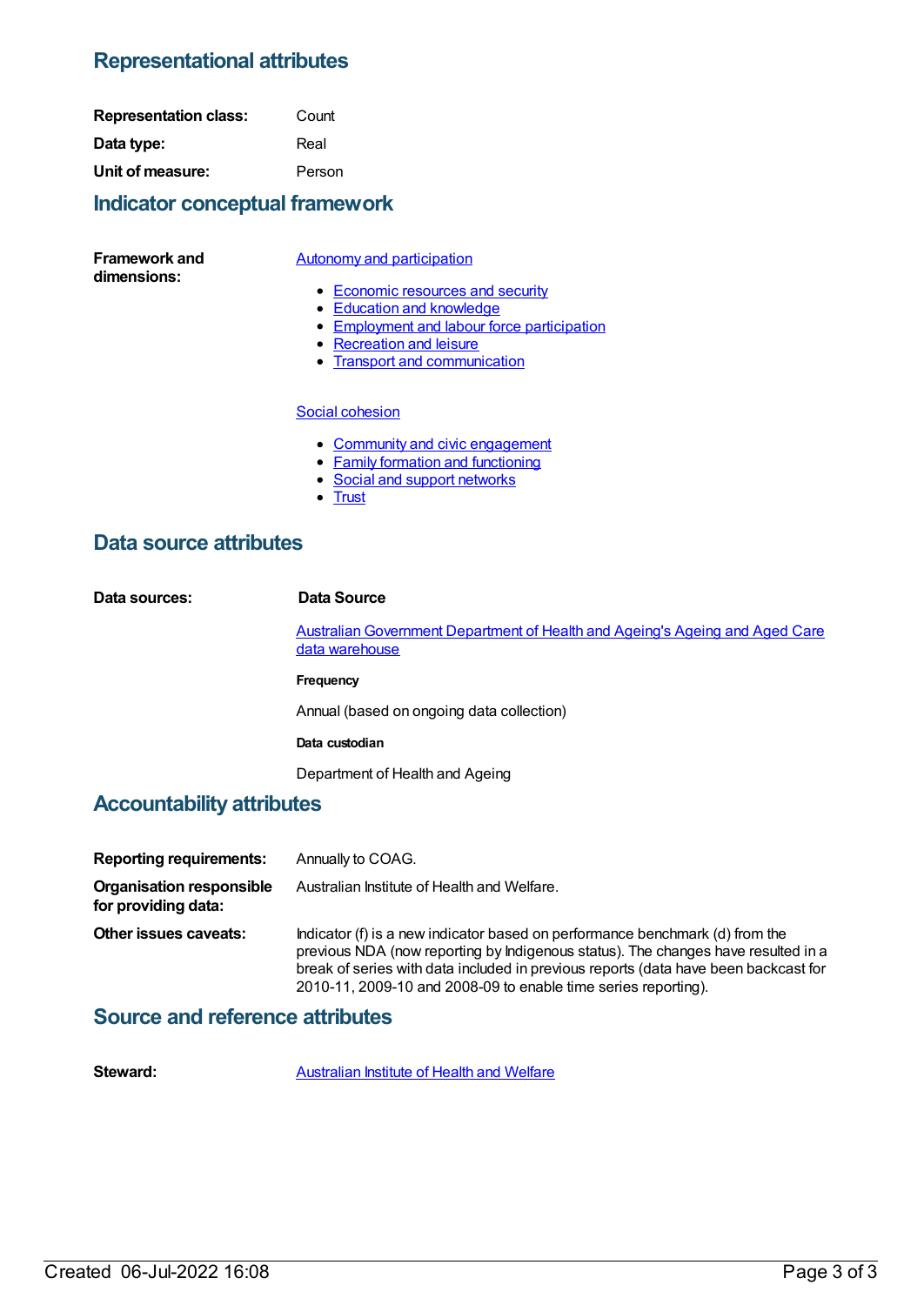## Representational attributes

**Representation class:** Count

**Data type:** Real

**Unit of measure:** Person

## Indicator conceptual framework

**Framework and dimensions:**

Autonomy and participation

- Economic resources and security
- Education and knowledge
- Employment and labour force participation
- Recreation and leisure
- Transport and communication

Social cohesion

- Community and civic engagement
- Family formation and functioning
- Social and support networks
- Trust

## Data source attributes

**Data sources:**

**Data Source**

Australian Government Department of Health and Ageing's Ageing and Aged Care data warehouse

**Frequency**

Annual (based on ongoing data collection)

**Data custodian**

Department of Health and Ageing

## Accountability attributes

**Reporting requirements:** Annually to COAG.

**Organisation responsible for providing data:** Australian Institute of Health and Welfare.

**Other issues caveats:** Indicator (f) is a new indicator based on performance benchmark (d) from the previous NDA (now reporting by Indigenous status). The changes have resulted in a break of series with data included in previous reports (data have been backcast for 2010-11, 2009-10 and 2008-09 to enable time series reporting).

## Source and reference attributes

**Steward:** Australian Institute of Health and Welfare